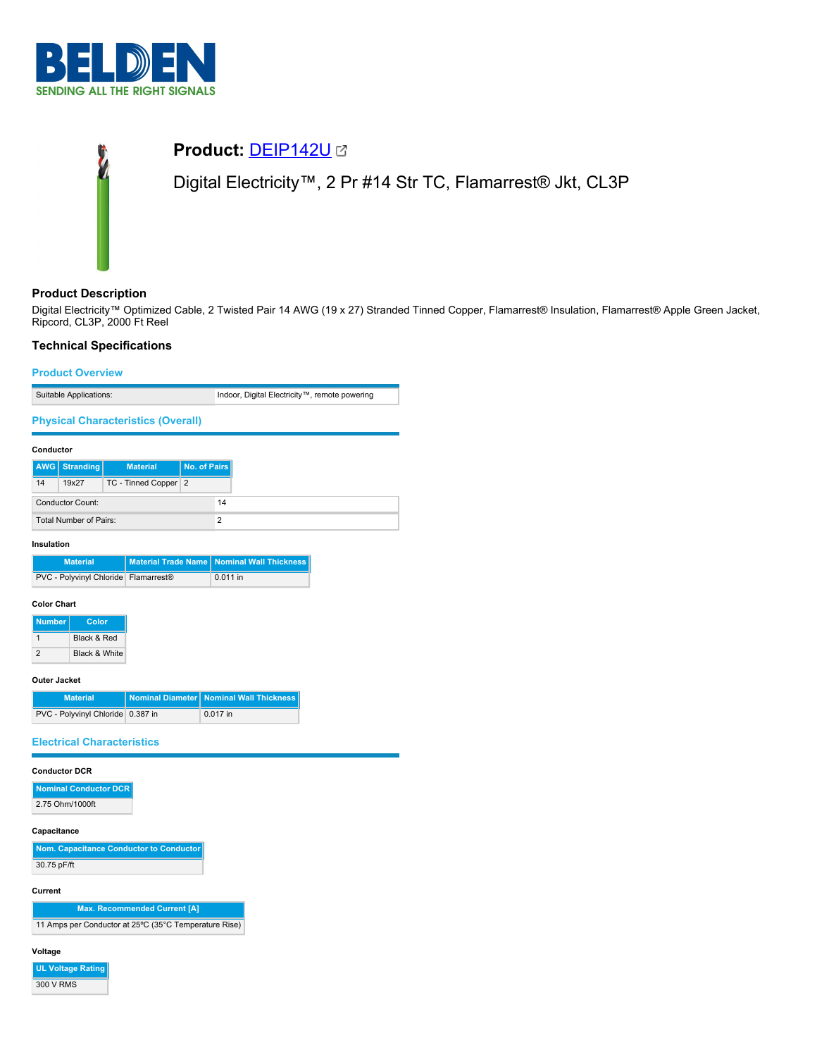# Product: DEIP142U

Digital Electricity™, 2 Pr #14 Str TC, Flamarrest® Jkt, CL3P

## Product Description

Digital Electricity™ Optimized Cable, 2 Twisted Pair 14 AWG (19 x 27) Stranded Tinned Copper, Flamarrest® Insulation, Flamarrest® Apple Green Jacket, Ripcord, CL3P, 2000 Ft Reel

## Technical Specifications

### Product Overview

| | |
|---|---|
| Suitable Applications: | Indoor, Digital Electricity™, remote powering |

### Physical Characteristics (Overall)

#### Conductor

| AWG | Stranding | Material | No. of Pairs |
|---|---|---|---|
| 14 | 19x27 | TC - Tinned Copper | 2 |

| | |
|---|---|
| Conductor Count: | 14 |
| Total Number of Pairs: | 2 |

#### Insulation

| Material | Material Trade Name | Nominal Wall Thickness |
|---|---|---|
| PVC - Polyvinyl Chloride | Flamarrest® | 0.011 in |

#### Color Chart

| Number | Color |
|---|---|
| 1 | Black & Red |
| 2 | Black & White |

#### Outer Jacket

| Material | Nominal Diameter | Nominal Wall Thickness |
|---|---|---|
| PVC - Polyvinyl Chloride | 0.387 in | 0.017 in |

### Electrical Characteristics

#### Conductor DCR

| Nominal Conductor DCR |
|---|
| 2.75 Ohm/1000ft |

#### Capacitance

| Nom. Capacitance Conductor to Conductor |
|---|
| 30.75 pF/ft |

#### Current

| Max. Recommended Current [A] |
|---|
| 11 Amps per Conductor at 25ºC (35°C Temperature Rise) |

#### Voltage

| UL Voltage Rating |
|---|
| 300 V RMS |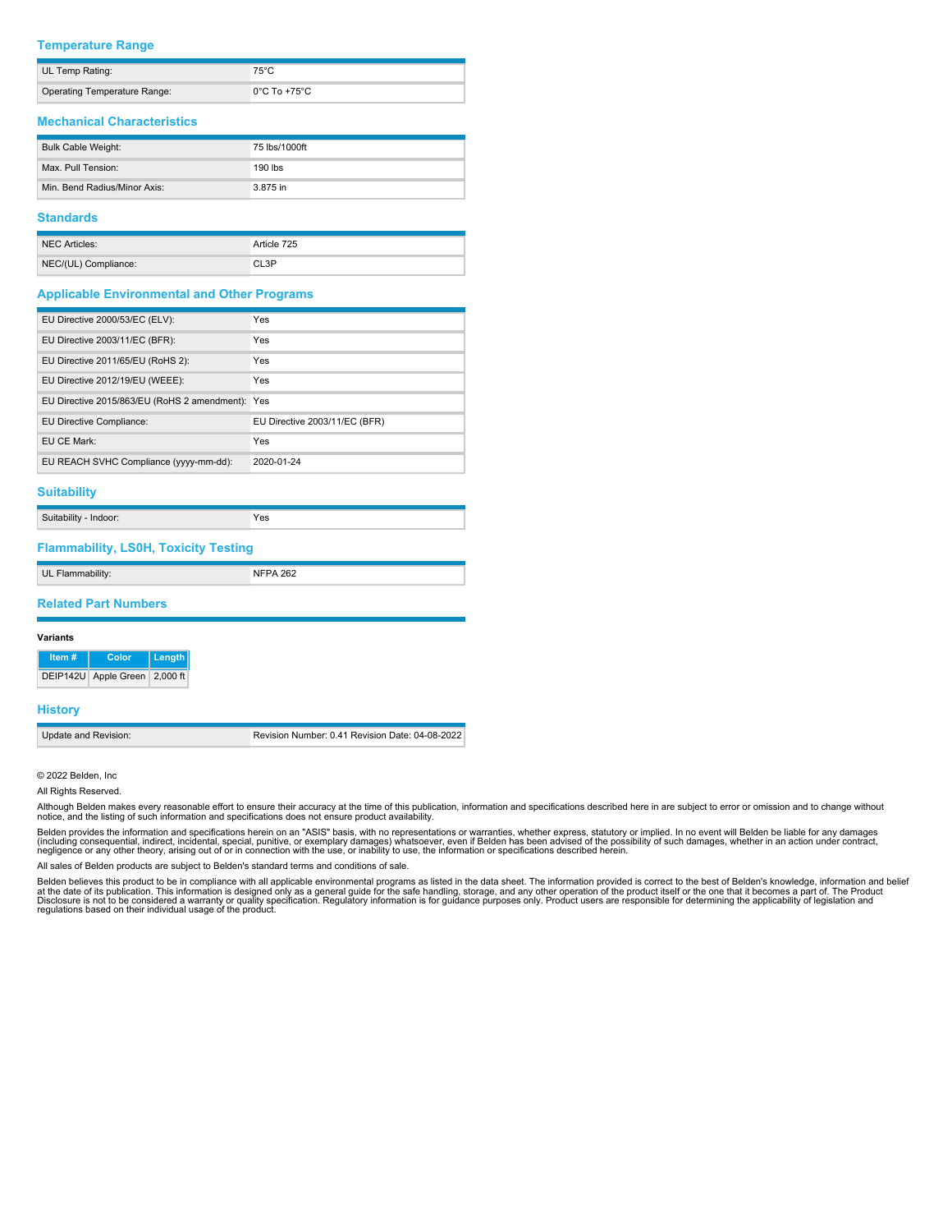## Temperature Range

| | |
|---|---|
| UL Temp Rating: | 75°C |
| Operating Temperature Range: | 0°C To +75°C |

## Mechanical Characteristics

| | |
|---|---|
| Bulk Cable Weight: | 75 lbs/1000ft |
| Max. Pull Tension: | 190 lbs |
| Min. Bend Radius/Minor Axis: | 3.875 in |

## Standards

| | |
|---|---|
| NEC Articles: | Article 725 |
| NEC/(UL) Compliance: | CL3P |

## Applicable Environmental and Other Programs

| | |
|---|---|
| EU Directive 2000/53/EC (ELV): | Yes |
| EU Directive 2003/11/EC (BFR): | Yes |
| EU Directive 2011/65/EU (RoHS 2): | Yes |
| EU Directive 2012/19/EU (WEEE): | Yes |
| EU Directive 2015/863/EU (RoHS 2 amendment): | Yes |
| EU Directive Compliance: | EU Directive 2003/11/EC (BFR) |
| EU CE Mark: | Yes |
| EU REACH SVHC Compliance (yyyy-mm-dd): | 2020-01-24 |

## Suitability

| | |
|---|---|
| Suitability - Indoor: | Yes |

## Flammability, LS0H, Toxicity Testing

| | |
|---|---|
| UL Flammability: | NFPA 262 |

## Related Part Numbers

**Variants**

| Item # | Color | Length |
|---|---|---|
| DEIP142U | Apple Green | 2,000 ft |

## History

| | |
|---|---|
| Update and Revision: | Revision Number: 0.41 Revision Date: 04-08-2022 |

© 2022 Belden, Inc

All Rights Reserved.

Although Belden makes every reasonable effort to ensure their accuracy at the time of this publication, information and specifications described here in are subject to error or omission and to change without notice, and the listing of such information and specifications does not ensure product availability.

Belden provides the information and specifications herein on an "ASIS" basis, with no representations or warranties, whether express, statutory or implied. In no event will Belden be liable for any damages (including consequential, indirect, incidental, special, punitive, or exemplary damages) whatsoever, even if Belden has been advised of the possibility of such damages, whether in an action under contract, negligence or any other theory, arising out of or in connection with the use, or inability to use, the information or specifications described herein.

All sales of Belden products are subject to Belden's standard terms and conditions of sale.

Belden believes this product to be in compliance with all applicable environmental programs as listed in the data sheet. The information provided is correct to the best of Belden's knowledge, information and belief at the date of its publication. This information is designed only as a general guide for the safe handling, storage, and any other operation of the product itself or the one that it becomes a part of. The Product Disclosure is not to be considered a warranty or quality specification. Regulatory information is for guidance purposes only. Product users are responsible for determining the applicability of legislation and regulations based on their individual usage of the product.